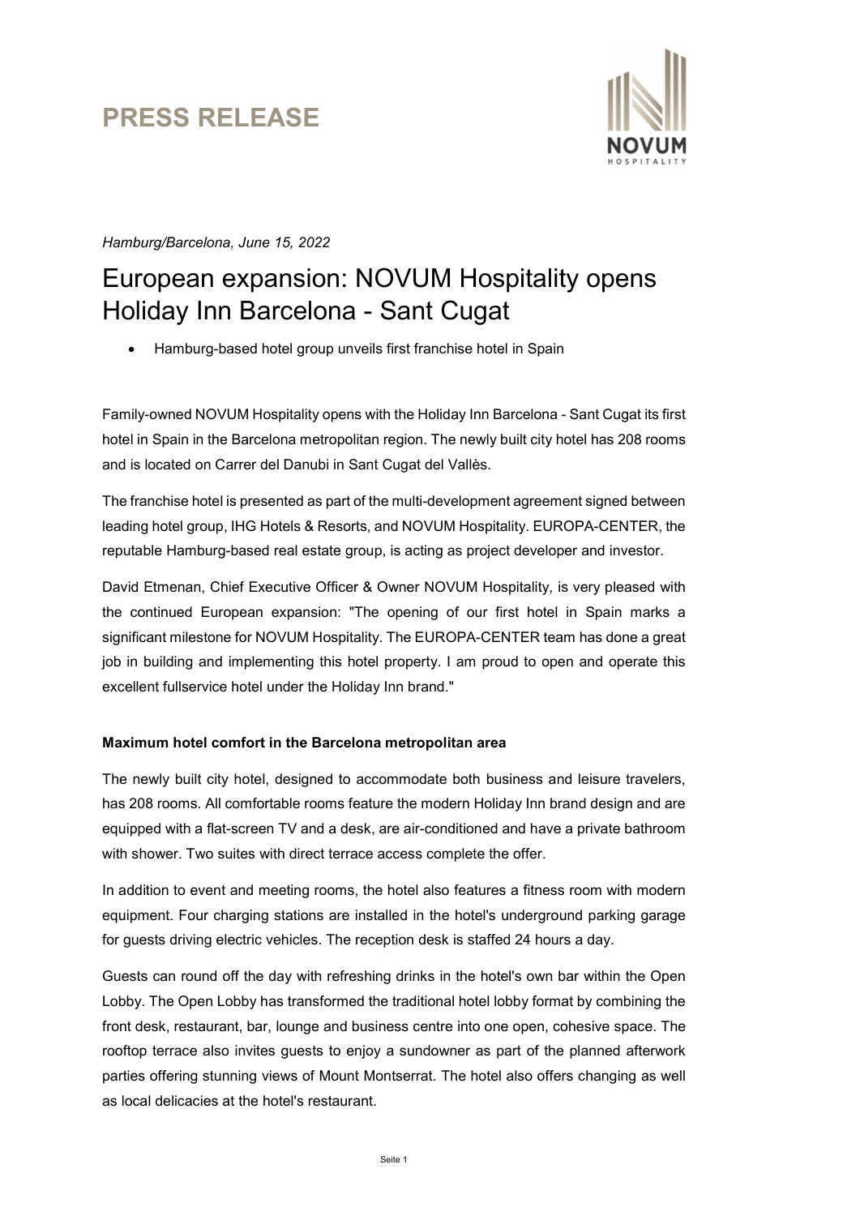# PRESS RELEASE

*Hamburg/Barcelona, June 15, 2022*

## European expansion: NOVUM Hospitality opens Holiday Inn Barcelona - Sant Cugat

- Hamburg-based hotel group unveils first franchise hotel in Spain

Family-owned NOVUM Hospitality opens with the Holiday Inn Barcelona - Sant Cugat its first hotel in Spain in the Barcelona metropolitan region. The newly built city hotel has 208 rooms and is located on Carrer del Danubi in Sant Cugat del Vallès.

The franchise hotel is presented as part of the multi-development agreement signed between leading hotel group, IHG Hotels & Resorts, and NOVUM Hospitality. EUROPA-CENTER, the reputable Hamburg-based real estate group, is acting as project developer and investor.

David Etmenan, Chief Executive Officer & Owner NOVUM Hospitality, is very pleased with the continued European expansion: "The opening of our first hotel in Spain marks a significant milestone for NOVUM Hospitality. The EUROPA-CENTER team has done a great job in building and implementing this hotel property. I am proud to open and operate this excellent fullservice hotel under the Holiday Inn brand."

**Maximum hotel comfort in the Barcelona metropolitan area**

The newly built city hotel, designed to accommodate both business and leisure travelers, has 208 rooms. All comfortable rooms feature the modern Holiday Inn brand design and are equipped with a flat-screen TV and a desk, are air-conditioned and have a private bathroom with shower. Two suites with direct terrace access complete the offer.

In addition to event and meeting rooms, the hotel also features a fitness room with modern equipment. Four charging stations are installed in the hotel's underground parking garage for guests driving electric vehicles. The reception desk is staffed 24 hours a day.

Guests can round off the day with refreshing drinks in the hotel's own bar within the Open Lobby. The Open Lobby has transformed the traditional hotel lobby format by combining the front desk, restaurant, bar, lounge and business centre into one open, cohesive space. The rooftop terrace also invites guests to enjoy a sundowner as part of the planned afterwork parties offering stunning views of Mount Montserrat. The hotel also offers changing as well as local delicacies at the hotel's restaurant.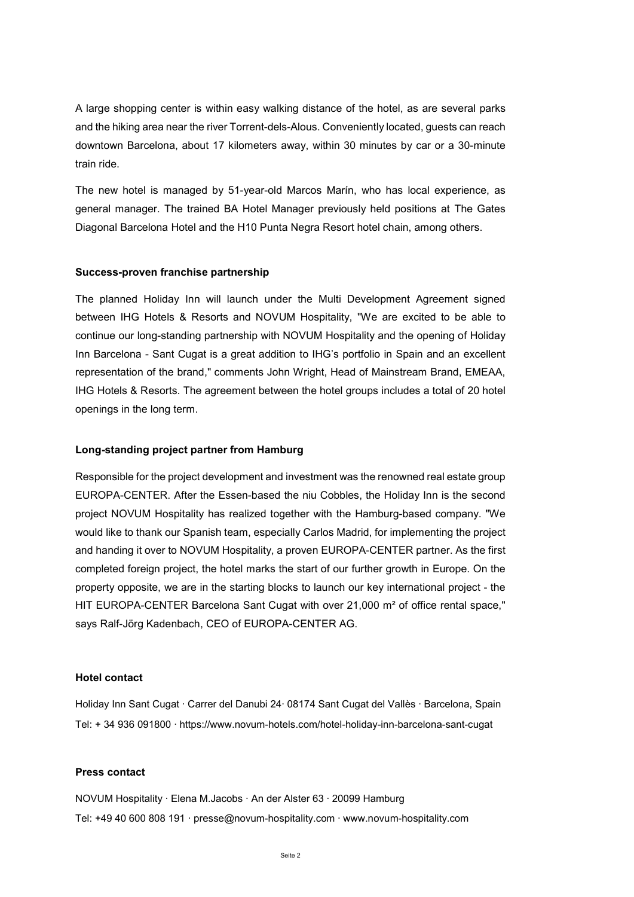A large shopping center is within easy walking distance of the hotel, as are several parks and the hiking area near the river Torrent-dels-Alous. Conveniently located, guests can reach downtown Barcelona, about 17 kilometers away, within 30 minutes by car or a 30-minute train ride.

The new hotel is managed by 51-year-old Marcos Marín, who has local experience, as general manager. The trained BA Hotel Manager previously held positions at The Gates Diagonal Barcelona Hotel and the H10 Punta Negra Resort hotel chain, among others.

**Success-proven franchise partnership**

The planned Holiday Inn will launch under the Multi Development Agreement signed between IHG Hotels & Resorts and NOVUM Hospitality, "We are excited to be able to continue our long-standing partnership with NOVUM Hospitality and the opening of Holiday Inn Barcelona - Sant Cugat is a great addition to IHG's portfolio in Spain and an excellent representation of the brand," comments John Wright, Head of Mainstream Brand, EMEAA, IHG Hotels & Resorts. The agreement between the hotel groups includes a total of 20 hotel openings in the long term.

**Long-standing project partner from Hamburg**

Responsible for the project development and investment was the renowned real estate group EUROPA-CENTER. After the Essen-based the niu Cobbles, the Holiday Inn is the second project NOVUM Hospitality has realized together with the Hamburg-based company. "We would like to thank our Spanish team, especially Carlos Madrid, for implementing the project and handing it over to NOVUM Hospitality, a proven EUROPA-CENTER partner. As the first completed foreign project, the hotel marks the start of our further growth in Europe. On the property opposite, we are in the starting blocks to launch our key international project - the HIT EUROPA-CENTER Barcelona Sant Cugat with over 21,000 m² of office rental space," says Ralf-Jörg Kadenbach, CEO of EUROPA-CENTER AG.

**Hotel contact**

Holiday Inn Sant Cugat · Carrer del Danubi 24· 08174 Sant Cugat del Vallès · Barcelona, Spain
Tel: + 34 936 091800 · https://www.novum-hotels.com/hotel-holiday-inn-barcelona-sant-cugat

**Press contact**

NOVUM Hospitality · Elena M.Jacobs · An der Alster 63 · 20099 Hamburg
Tel: +49 40 600 808 191 · presse@novum-hospitality.com · www.novum-hospitality.com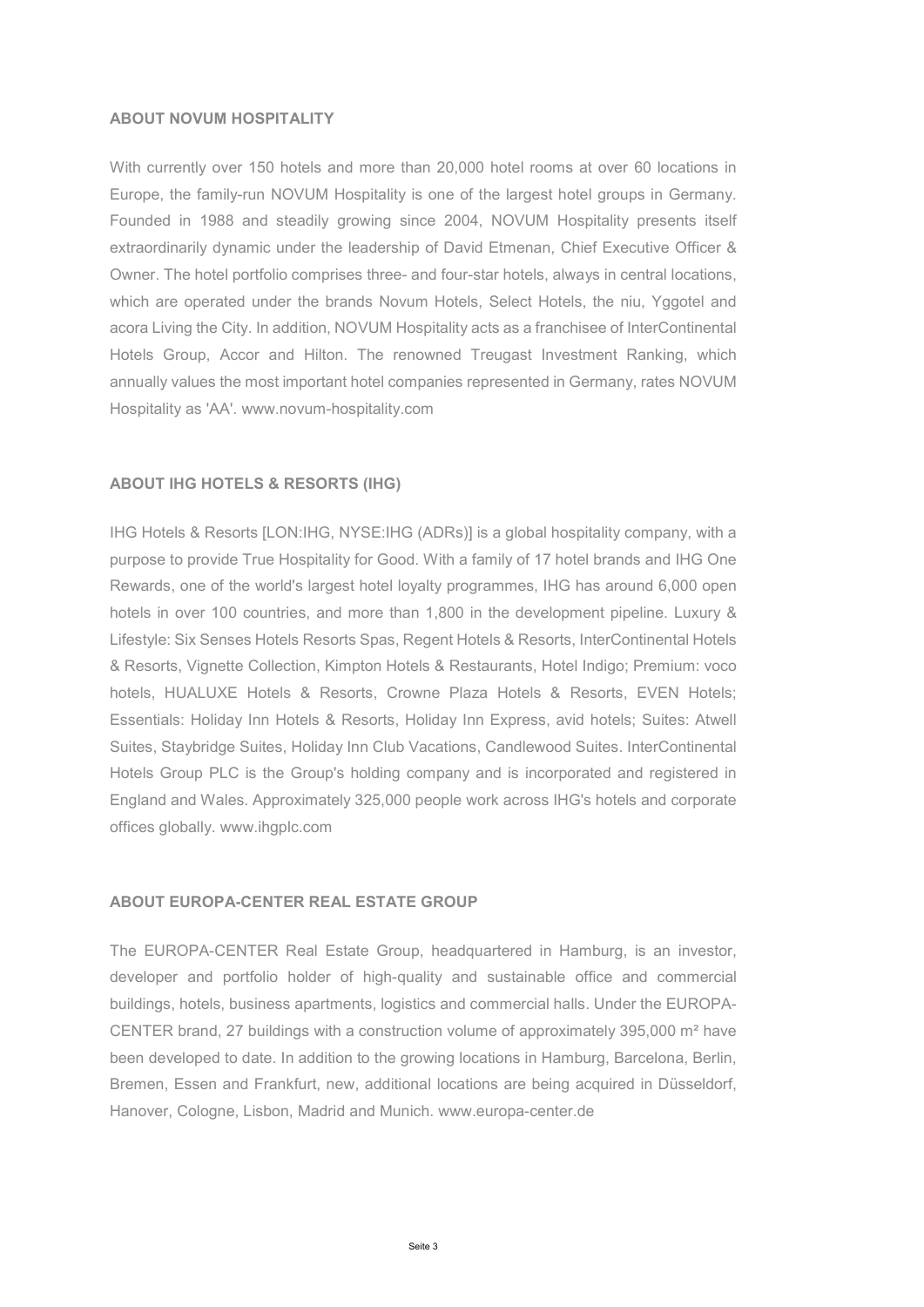## ABOUT NOVUM HOSPITALITY

With currently over 150 hotels and more than 20,000 hotel rooms at over 60 locations in Europe, the family-run NOVUM Hospitality is one of the largest hotel groups in Germany. Founded in 1988 and steadily growing since 2004, NOVUM Hospitality presents itself extraordinarily dynamic under the leadership of David Etmenan, Chief Executive Officer & Owner. The hotel portfolio comprises three- and four-star hotels, always in central locations, which are operated under the brands Novum Hotels, Select Hotels, the niu, Yggotel and acora Living the City. In addition, NOVUM Hospitality acts as a franchisee of InterContinental Hotels Group, Accor and Hilton. The renowned Treugast Investment Ranking, which annually values the most important hotel companies represented in Germany, rates NOVUM Hospitality as 'AA'. www.novum-hospitality.com

## ABOUT IHG HOTELS & RESORTS (IHG)

IHG Hotels & Resorts [LON:IHG, NYSE:IHG (ADRs)] is a global hospitality company, with a purpose to provide True Hospitality for Good. With a family of 17 hotel brands and IHG One Rewards, one of the world's largest hotel loyalty programmes, IHG has around 6,000 open hotels in over 100 countries, and more than 1,800 in the development pipeline. Luxury & Lifestyle: Six Senses Hotels Resorts Spas, Regent Hotels & Resorts, InterContinental Hotels & Resorts, Vignette Collection, Kimpton Hotels & Restaurants, Hotel Indigo; Premium: voco hotels, HUALUXE Hotels & Resorts, Crowne Plaza Hotels & Resorts, EVEN Hotels; Essentials: Holiday Inn Hotels & Resorts, Holiday Inn Express, avid hotels; Suites: Atwell Suites, Staybridge Suites, Holiday Inn Club Vacations, Candlewood Suites. InterContinental Hotels Group PLC is the Group's holding company and is incorporated and registered in England and Wales. Approximately 325,000 people work across IHG's hotels and corporate offices globally. www.ihgplc.com

## ABOUT EUROPA-CENTER REAL ESTATE GROUP

The EUROPA-CENTER Real Estate Group, headquartered in Hamburg, is an investor, developer and portfolio holder of high-quality and sustainable office and commercial buildings, hotels, business apartments, logistics and commercial halls. Under the EUROPA-CENTER brand, 27 buildings with a construction volume of approximately 395,000 m² have been developed to date. In addition to the growing locations in Hamburg, Barcelona, Berlin, Bremen, Essen and Frankfurt, new, additional locations are being acquired in Düsseldorf, Hanover, Cologne, Lisbon, Madrid and Munich. www.europa-center.de